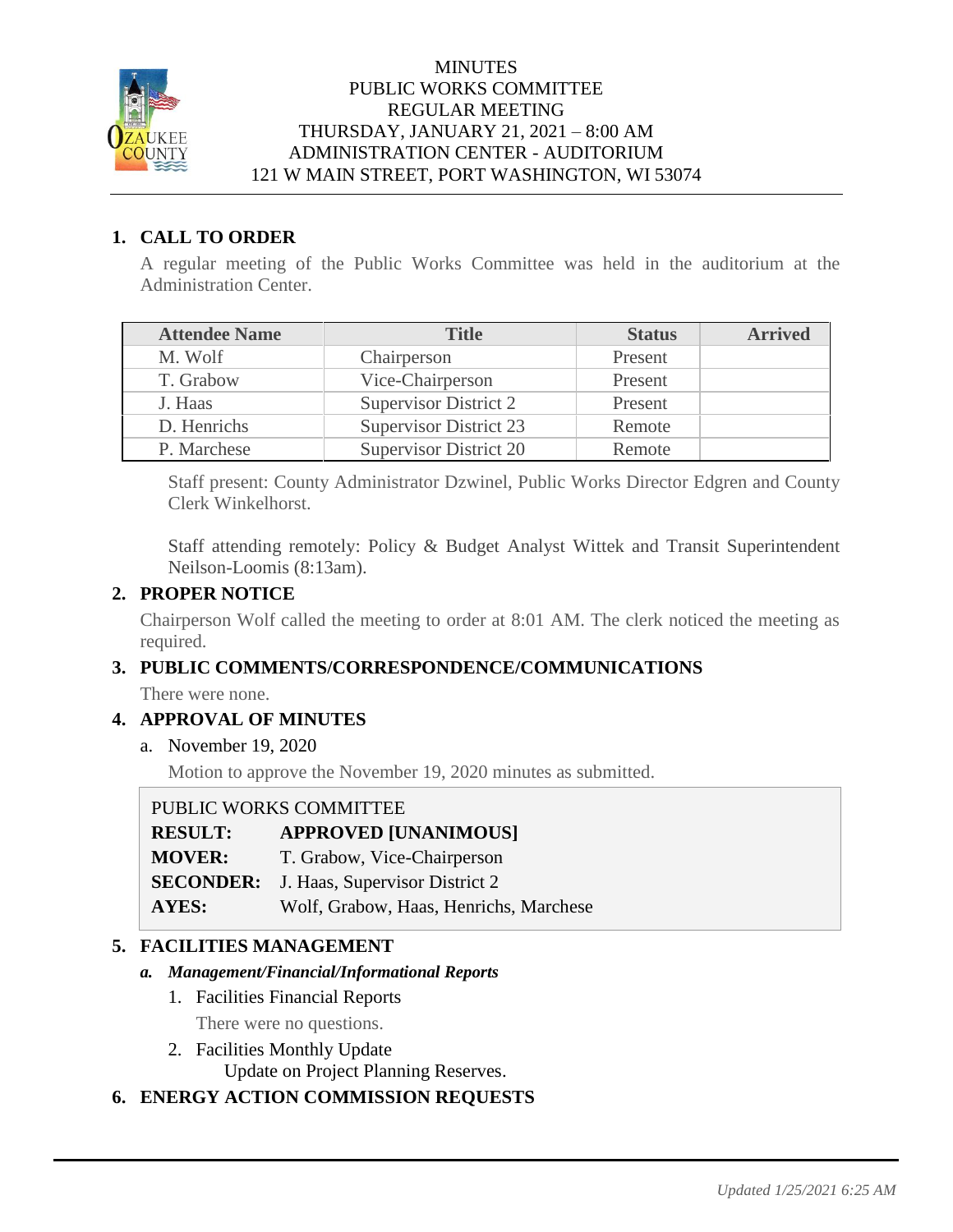# MINUTES
## PUBLIC WORKS COMMITTEE
## REGULAR MEETING
## THURSDAY, JANUARY 21, 2021 – 8:00 AM
## ADMINISTRATION CENTER - AUDITORIUM
## 121 W MAIN STREET, PORT WASHINGTON, WI 53074

### 1. CALL TO ORDER

A regular meeting of the Public Works Committee was held in the auditorium at the Administration Center.

| Attendee Name | Title | Status | Arrived |
|---|---|---|---|
| M. Wolf | Chairperson | Present | |
| T. Grabow | Vice-Chairperson | Present | |
| J. Haas | Supervisor District 2 | Present | |
| D. Henrichs | Supervisor District 23 | Remote | |
| P. Marchese | Supervisor District 20 | Remote | |

Staff present: County Administrator Dzwinel, Public Works Director Edgren and County Clerk Winkelhorst.

Staff attending remotely: Policy & Budget Analyst Wittek and Transit Superintendent Neilson-Loomis (8:13am).

### 2. PROPER NOTICE

Chairperson Wolf called the meeting to order at 8:01 AM. The clerk noticed the meeting as required.

### 3. PUBLIC COMMENTS/CORRESPONDENCE/COMMUNICATIONS

There were none.

### 4. APPROVAL OF MINUTES

a. November 19, 2020

Motion to approve the November 19, 2020 minutes as submitted.

PUBLIC WORKS COMMITTEE

| | |
|---|---|
| **RESULT:** | **APPROVED [UNANIMOUS]** |
| **MOVER:** | T. Grabow, Vice-Chairperson |
| **SECONDER:** | J. Haas, Supervisor District 2 |
| **AYES:** | Wolf, Grabow, Haas, Henrichs, Marchese |

### 5. FACILITIES MANAGEMENT

***a. Management/Financial/Informational Reports***

1. Facilities Financial Reports

   There were no questions.

2. Facilities Monthly Update

   Update on Project Planning Reserves.

### 6. ENERGY ACTION COMMISSION REQUESTS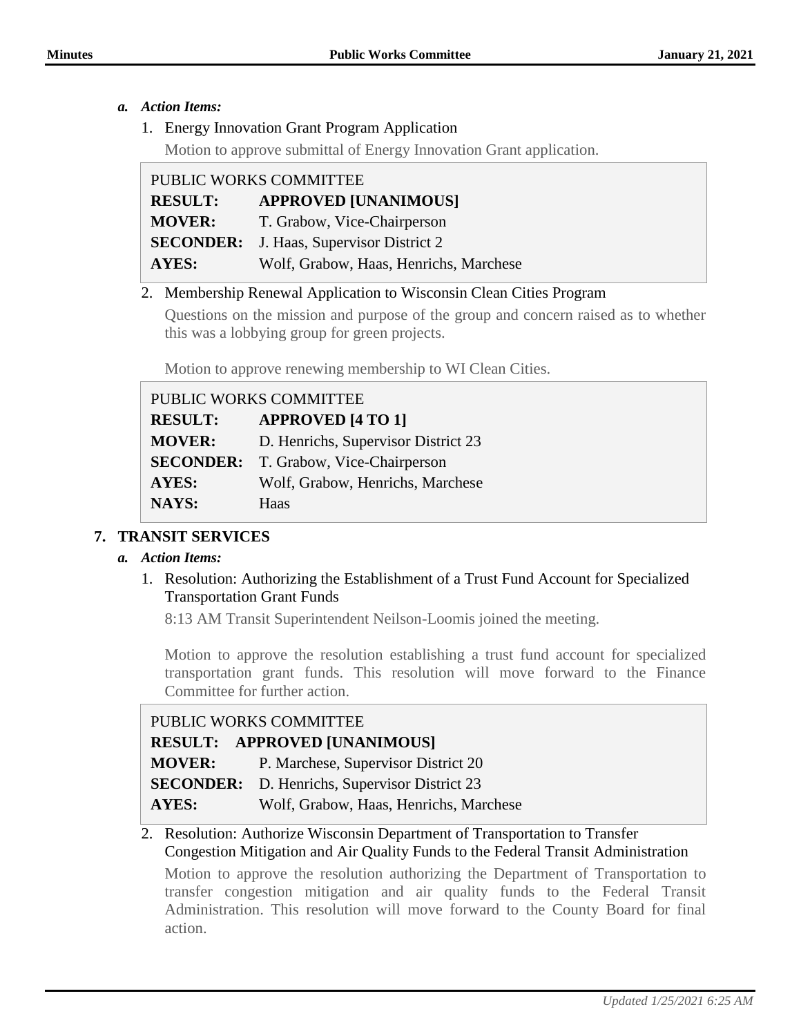*a. Action Items:*

1. Energy Innovation Grant Program Application

   Motion to approve submittal of Energy Innovation Grant application.

| PUBLIC WORKS COMMITTEE | |
|---|---|
| **RESULT:** | **APPROVED [UNANIMOUS]** |
| **MOVER:** | T. Grabow, Vice-Chairperson |
| **SECONDER:** | J. Haas, Supervisor District 2 |
| **AYES:** | Wolf, Grabow, Haas, Henrichs, Marchese |

2. Membership Renewal Application to Wisconsin Clean Cities Program

   Questions on the mission and purpose of the group and concern raised as to whether this was a lobbying group for green projects.

   Motion to approve renewing membership to WI Clean Cities.

| PUBLIC WORKS COMMITTEE | |
|---|---|
| **RESULT:** | **APPROVED [4 TO 1]** |
| **MOVER:** | D. Henrichs, Supervisor District 23 |
| **SECONDER:** | T. Grabow, Vice-Chairperson |
| **AYES:** | Wolf, Grabow, Henrichs, Marchese |
| **NAYS:** | Haas |

## 7. TRANSIT SERVICES

*a. Action Items:*

1. Resolution: Authorizing the Establishment of a Trust Fund Account for Specialized Transportation Grant Funds

   8:13 AM Transit Superintendent Neilson-Loomis joined the meeting.

   Motion to approve the resolution establishing a trust fund account for specialized transportation grant funds. This resolution will move forward to the Finance Committee for further action.

| PUBLIC WORKS COMMITTEE | |
|---|---|
| **RESULT:** | **APPROVED [UNANIMOUS]** |
| **MOVER:** | P. Marchese, Supervisor District 20 |
| **SECONDER:** | D. Henrichs, Supervisor District 23 |
| **AYES:** | Wolf, Grabow, Haas, Henrichs, Marchese |

2. Resolution: Authorize Wisconsin Department of Transportation to Transfer Congestion Mitigation and Air Quality Funds to the Federal Transit Administration

   Motion to approve the resolution authorizing the Department of Transportation to transfer congestion mitigation and air quality funds to the Federal Transit Administration. This resolution will move forward to the County Board for final action.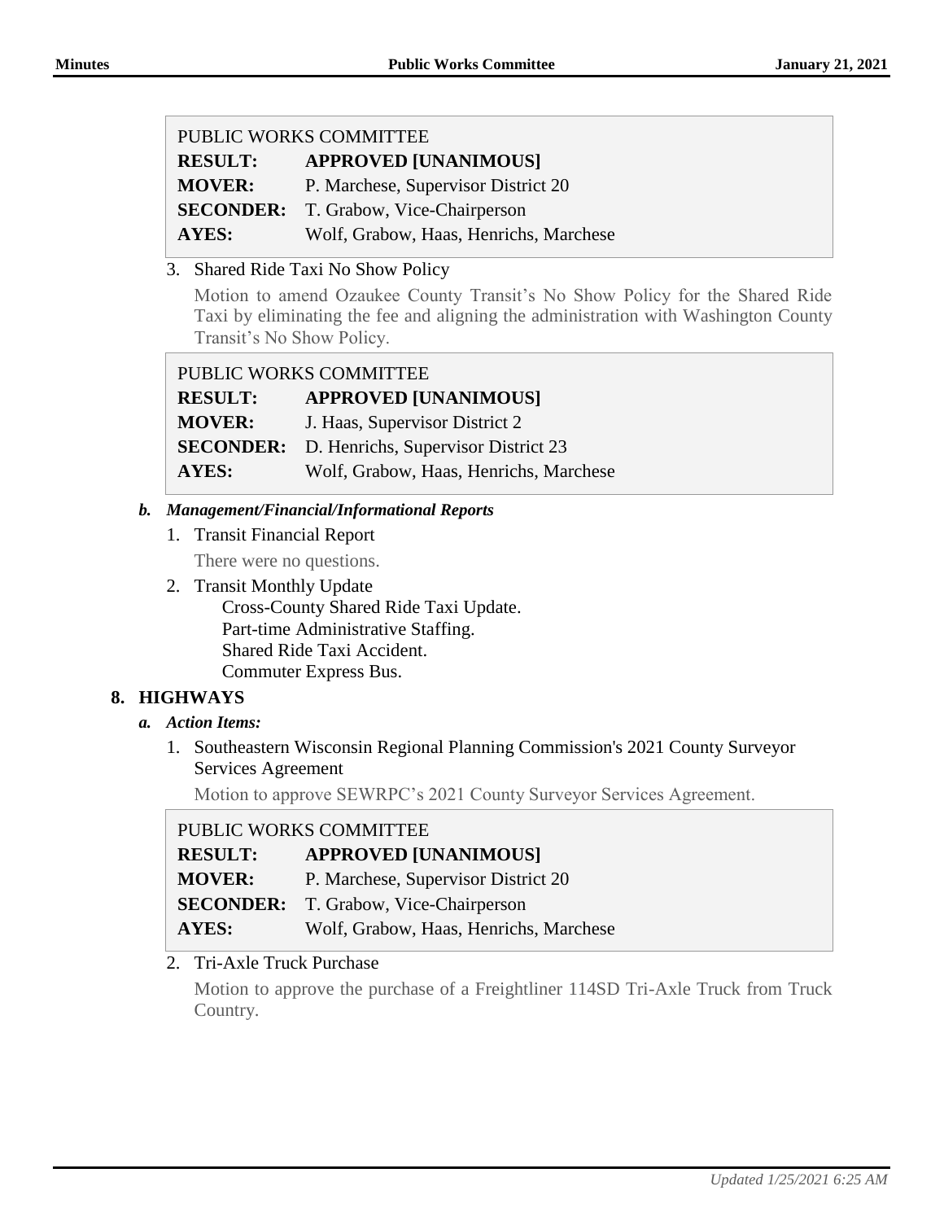| PUBLIC WORKS COMMITTEE | |
|---|---|
| **RESULT:** | **APPROVED [UNANIMOUS]** |
| **MOVER:** | P. Marchese, Supervisor District 20 |
| **SECONDER:** | T. Grabow, Vice-Chairperson |
| **AYES:** | Wolf, Grabow, Haas, Henrichs, Marchese |

3. Shared Ride Taxi No Show Policy

   Motion to amend Ozaukee County Transit's No Show Policy for the Shared Ride Taxi by eliminating the fee and aligning the administration with Washington County Transit's No Show Policy.

| PUBLIC WORKS COMMITTEE | |
|---|---|
| **RESULT:** | **APPROVED [UNANIMOUS]** |
| **MOVER:** | J. Haas, Supervisor District 2 |
| **SECONDER:** | D. Henrichs, Supervisor District 23 |
| **AYES:** | Wolf, Grabow, Haas, Henrichs, Marchese |

### *b. Management/Financial/Informational Reports*

1. Transit Financial Report

   There were no questions.

2. Transit Monthly Update

   Cross-County Shared Ride Taxi Update.
   Part-time Administrative Staffing.
   Shared Ride Taxi Accident.
   Commuter Express Bus.

## 8. HIGHWAYS

### *a. Action Items:*

1. Southeastern Wisconsin Regional Planning Commission's 2021 County Surveyor Services Agreement

   Motion to approve SEWRPC's 2021 County Surveyor Services Agreement.

| PUBLIC WORKS COMMITTEE | |
|---|---|
| **RESULT:** | **APPROVED [UNANIMOUS]** |
| **MOVER:** | P. Marchese, Supervisor District 20 |
| **SECONDER:** | T. Grabow, Vice-Chairperson |
| **AYES:** | Wolf, Grabow, Haas, Henrichs, Marchese |

2. Tri-Axle Truck Purchase

   Motion to approve the purchase of a Freightliner 114SD Tri-Axle Truck from Truck Country.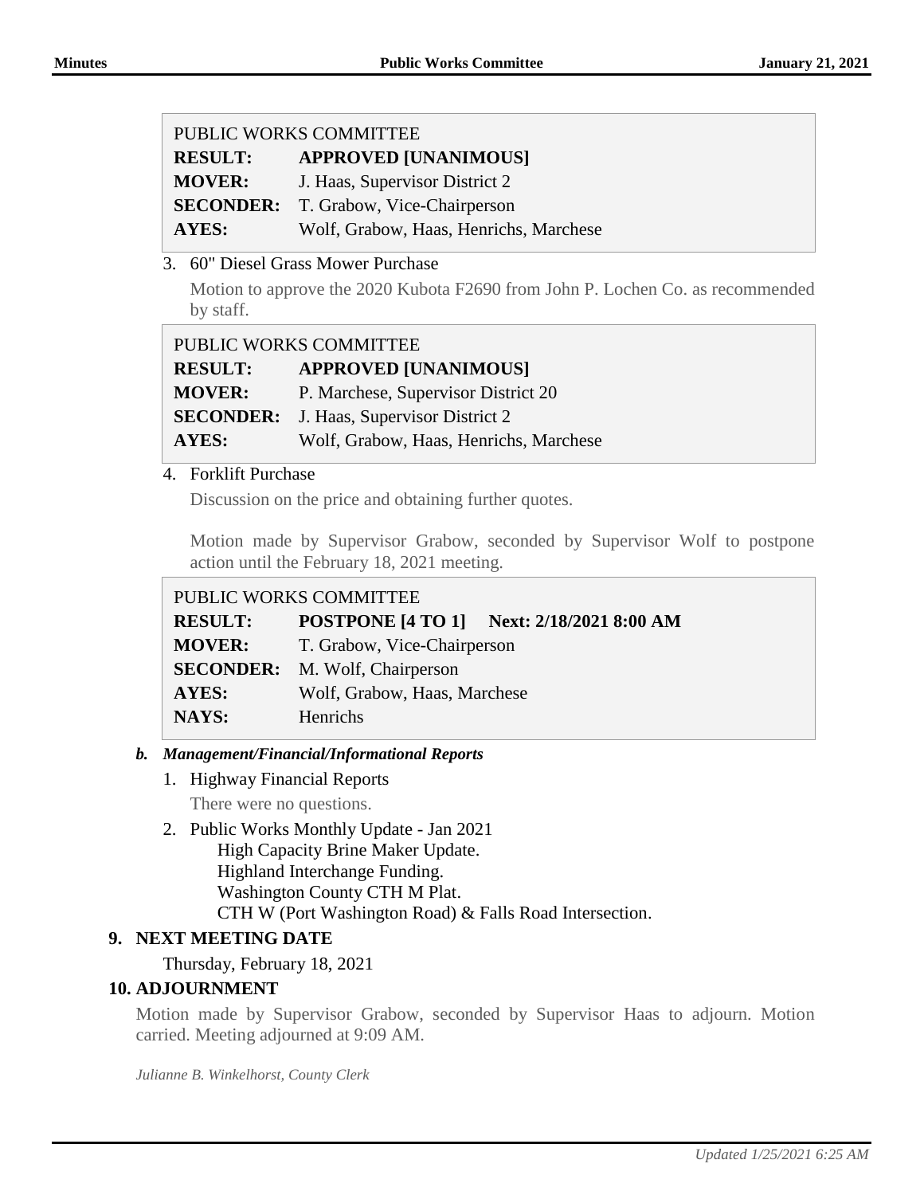| PUBLIC WORKS COMMITTEE | |
|---|---|
| **RESULT:** | **APPROVED [UNANIMOUS]** |
| **MOVER:** | J. Haas, Supervisor District 2 |
| **SECONDER:** | T. Grabow, Vice-Chairperson |
| **AYES:** | Wolf, Grabow, Haas, Henrichs, Marchese |

3. 60" Diesel Grass Mower Purchase

   Motion to approve the 2020 Kubota F2690 from John P. Lochen Co. as recommended by staff.

| PUBLIC WORKS COMMITTEE | |
|---|---|
| **RESULT:** | **APPROVED [UNANIMOUS]** |
| **MOVER:** | P. Marchese, Supervisor District 20 |
| **SECONDER:** | J. Haas, Supervisor District 2 |
| **AYES:** | Wolf, Grabow, Haas, Henrichs, Marchese |

4. Forklift Purchase

   Discussion on the price and obtaining further quotes.

   Motion made by Supervisor Grabow, seconded by Supervisor Wolf to postpone action until the February 18, 2021 meeting.

| PUBLIC WORKS COMMITTEE | |
|---|---|
| **RESULT:** | **POSTPONE [4 TO 1] Next: 2/18/2021 8:00 AM** |
| **MOVER:** | T. Grabow, Vice-Chairperson |
| **SECONDER:** | M. Wolf, Chairperson |
| **AYES:** | Wolf, Grabow, Haas, Marchese |
| **NAYS:** | Henrichs |

***b. Management/Financial/Informational Reports***

1. Highway Financial Reports

   There were no questions.

2. Public Works Monthly Update - Jan 2021

   High Capacity Brine Maker Update.
   Highland Interchange Funding.
   Washington County CTH M Plat.
   CTH W (Port Washington Road) & Falls Road Intersection.

## 9. NEXT MEETING DATE

Thursday, February 18, 2021

## 10. ADJOURNMENT

Motion made by Supervisor Grabow, seconded by Supervisor Haas to adjourn. Motion carried. Meeting adjourned at 9:09 AM.

*Julianne B. Winkelhorst, County Clerk*